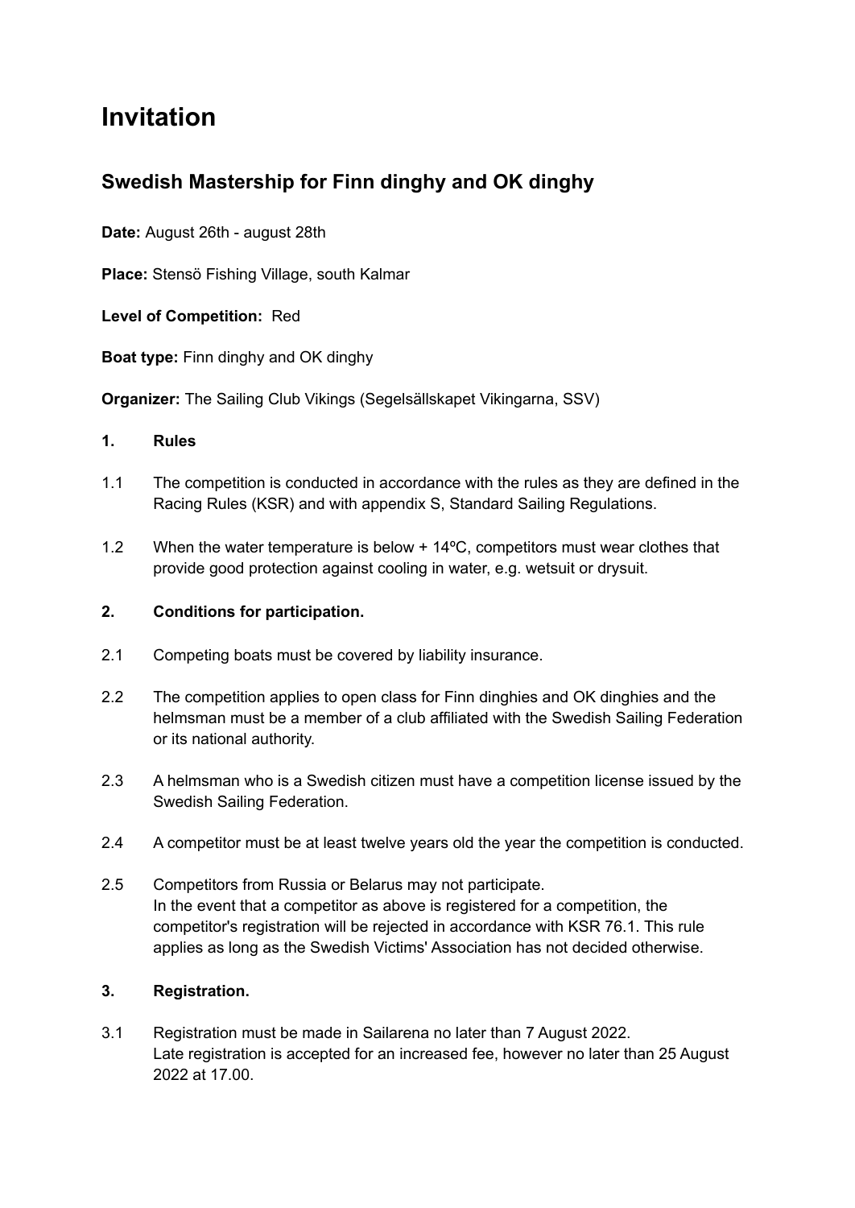# Invitation

## Swedish Mastership for Finn dinghy and OK dinghy

**Date:** August 26th - august 28th

**Place:** Stensö Fishing Village, south Kalmar

**Level of Competition:** Red

**Boat type:** Finn dinghy and OK dinghy

**Organizer:** The Sailing Club Vikings (Segelsällskapet Vikingarna, SSV)

### 1. Rules

1.1 The competition is conducted in accordance with the rules as they are defined in the Racing Rules (KSR) and with appendix S, Standard Sailing Regulations.

1.2 When the water temperature is below + 14ºC, competitors must wear clothes that provide good protection against cooling in water, e.g. wetsuit or drysuit.

### 2. Conditions for participation.

2.1 Competing boats must be covered by liability insurance.

2.2 The competition applies to open class for Finn dinghies and OK dinghies and the helmsman must be a member of a club affiliated with the Swedish Sailing Federation or its national authority.

2.3 A helmsman who is a Swedish citizen must have a competition license issued by the Swedish Sailing Federation.

2.4 A competitor must be at least twelve years old the year the competition is conducted.

2.5 Competitors from Russia or Belarus may not participate.
In the event that a competitor as above is registered for a competition, the competitor's registration will be rejected in accordance with KSR 76.1. This rule applies as long as the Swedish Victims' Association has not decided otherwise.

### 3. Registration.

3.1 Registration must be made in Sailarena no later than 7 August 2022.
Late registration is accepted for an increased fee, however no later than 25 August 2022 at 17.00.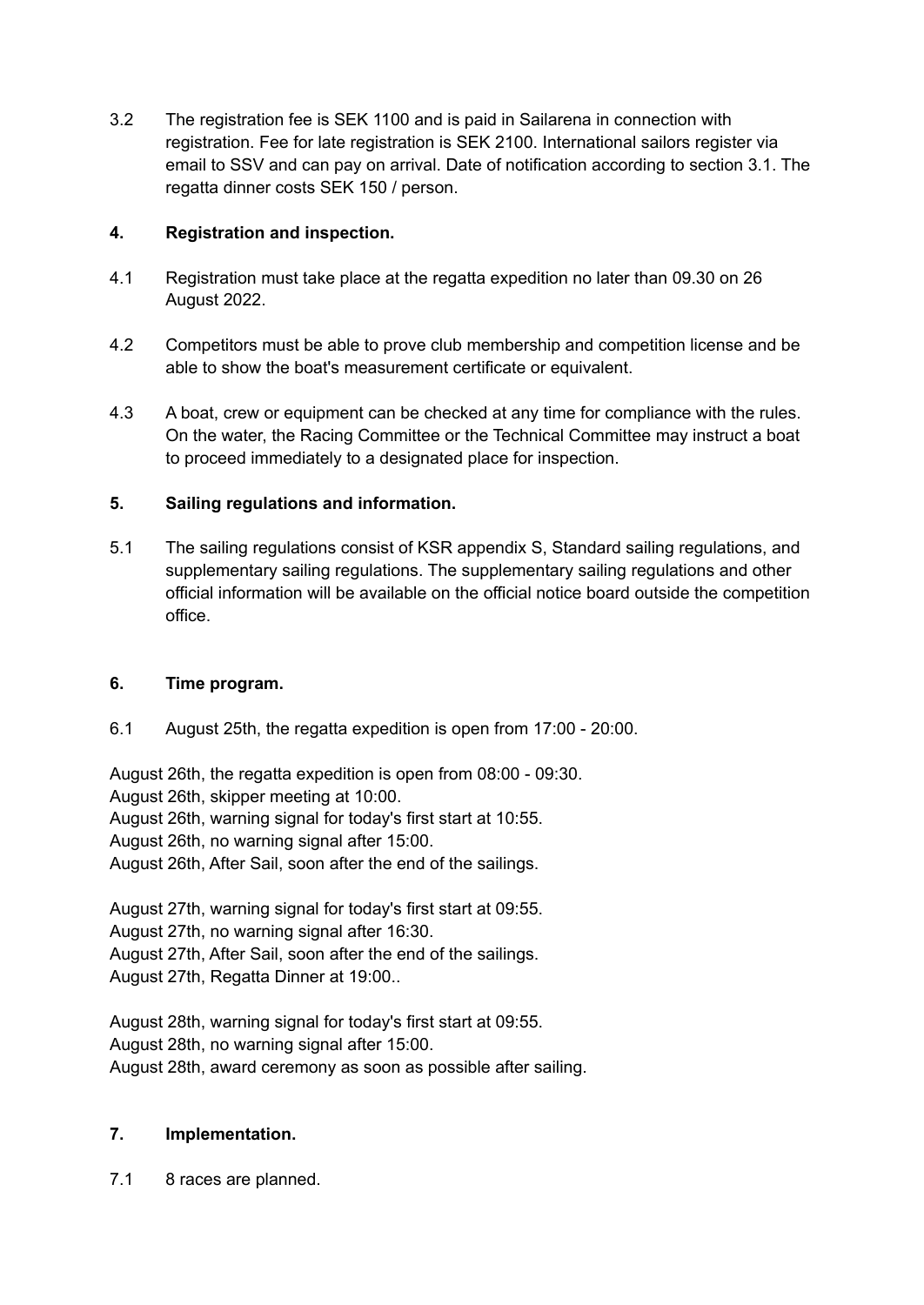3.2 The registration fee is SEK 1100 and is paid in Sailarena in connection with registration. Fee for late registration is SEK 2100. International sailors register via email to SSV and can pay on arrival. Date of notification according to section 3.1. The regatta dinner costs SEK 150 / person.

## 4. Registration and inspection.

4.1 Registration must take place at the regatta expedition no later than 09.30 on 26 August 2022.

4.2 Competitors must be able to prove club membership and competition license and be able to show the boat's measurement certificate or equivalent.

4.3 A boat, crew or equipment can be checked at any time for compliance with the rules. On the water, the Racing Committee or the Technical Committee may instruct a boat to proceed immediately to a designated place for inspection.

## 5. Sailing regulations and information.

5.1 The sailing regulations consist of KSR appendix S, Standard sailing regulations, and supplementary sailing regulations. The supplementary sailing regulations and other official information will be available on the official notice board outside the competition office.

## 6. Time program.

6.1 August 25th, the regatta expedition is open from 17:00 - 20:00.

August 26th, the regatta expedition is open from 08:00 - 09:30.
August 26th, skipper meeting at 10:00.
August 26th, warning signal for today's first start at 10:55.
August 26th, no warning signal after 15:00.
August 26th, After Sail, soon after the end of the sailings.

August 27th, warning signal for today's first start at 09:55.
August 27th, no warning signal after 16:30.
August 27th, After Sail, soon after the end of the sailings.
August 27th, Regatta Dinner at 19:00..

August 28th, warning signal for today's first start at 09:55.
August 28th, no warning signal after 15:00.
August 28th, award ceremony as soon as possible after sailing.

## 7. Implementation.

7.1 8 races are planned.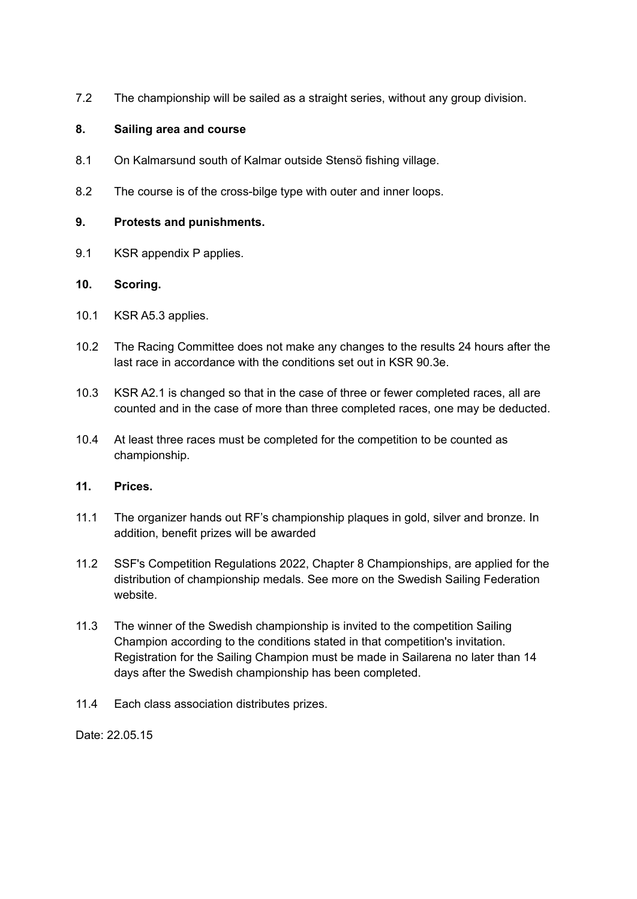7.2 The championship will be sailed as a straight series, without any group division.

**8. Sailing area and course**

8.1 On Kalmarsund south of Kalmar outside Stensö fishing village.

8.2 The course is of the cross-bilge type with outer and inner loops.

**9. Protests and punishments.**

9.1 KSR appendix P applies.

**10. Scoring.**

10.1 KSR A5.3 applies.

10.2 The Racing Committee does not make any changes to the results 24 hours after the last race in accordance with the conditions set out in KSR 90.3e.

10.3 KSR A2.1 is changed so that in the case of three or fewer completed races, all are counted and in the case of more than three completed races, one may be deducted.

10.4 At least three races must be completed for the competition to be counted as championship.

**11. Prices.**

11.1 The organizer hands out RF's championship plaques in gold, silver and bronze. In addition, benefit prizes will be awarded

11.2 SSF's Competition Regulations 2022, Chapter 8 Championships, are applied for the distribution of championship medals. See more on the Swedish Sailing Federation website.

11.3 The winner of the Swedish championship is invited to the competition Sailing Champion according to the conditions stated in that competition's invitation. Registration for the Sailing Champion must be made in Sailarena no later than 14 days after the Swedish championship has been completed.

11.4 Each class association distributes prizes.

Date: 22.05.15